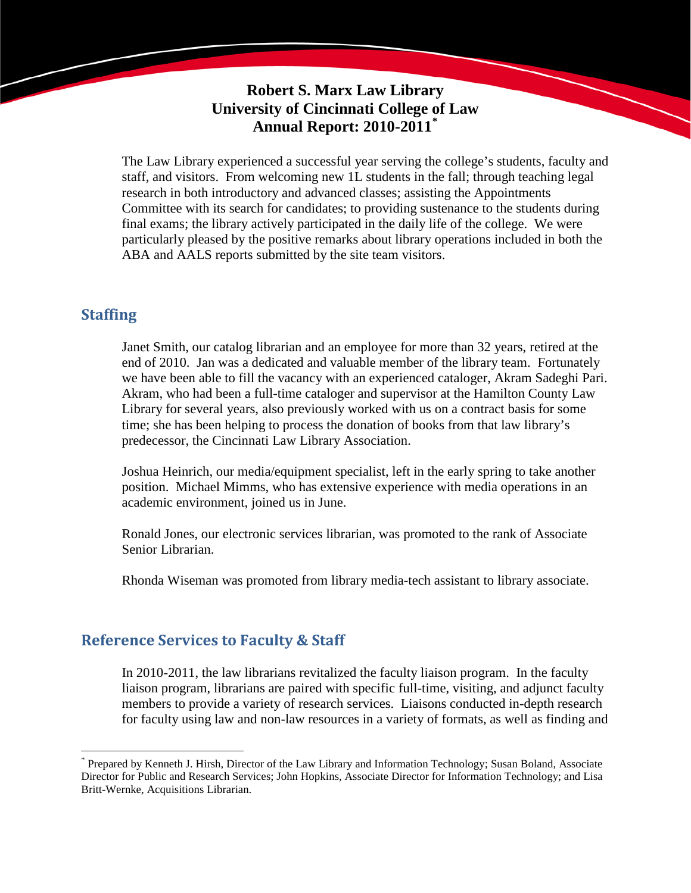# Robert S. Marx Law Library
# University of Cincinnati College of Law
# Annual Report: 2010-2011*

The Law Library experienced a successful year serving the college's students, faculty and staff, and visitors. From welcoming new 1L students in the fall; through teaching legal research in both introductory and advanced classes; assisting the Appointments Committee with its search for candidates; to providing sustenance to the students during final exams; the library actively participated in the daily life of the college. We were particularly pleased by the positive remarks about library operations included in both the ABA and AALS reports submitted by the site team visitors.

## Staffing

Janet Smith, our catalog librarian and an employee for more than 32 years, retired at the end of 2010. Jan was a dedicated and valuable member of the library team. Fortunately we have been able to fill the vacancy with an experienced cataloger, Akram Sadeghi Pari. Akram, who had been a full-time cataloger and supervisor at the Hamilton County Law Library for several years, also previously worked with us on a contract basis for some time; she has been helping to process the donation of books from that law library's predecessor, the Cincinnati Law Library Association.

Joshua Heinrich, our media/equipment specialist, left in the early spring to take another position. Michael Mimms, who has extensive experience with media operations in an academic environment, joined us in June.

Ronald Jones, our electronic services librarian, was promoted to the rank of Associate Senior Librarian.

Rhonda Wiseman was promoted from library media-tech assistant to library associate.

## Reference Services to Faculty & Staff

In 2010-2011, the law librarians revitalized the faculty liaison program. In the faculty liaison program, librarians are paired with specific full-time, visiting, and adjunct faculty members to provide a variety of research services. Liaisons conducted in-depth research for faculty using law and non-law resources in a variety of formats, as well as finding and

---

* Prepared by Kenneth J. Hirsh, Director of the Law Library and Information Technology; Susan Boland, Associate Director for Public and Research Services; John Hopkins, Associate Director for Information Technology; and Lisa Britt-Wernke, Acquisitions Librarian.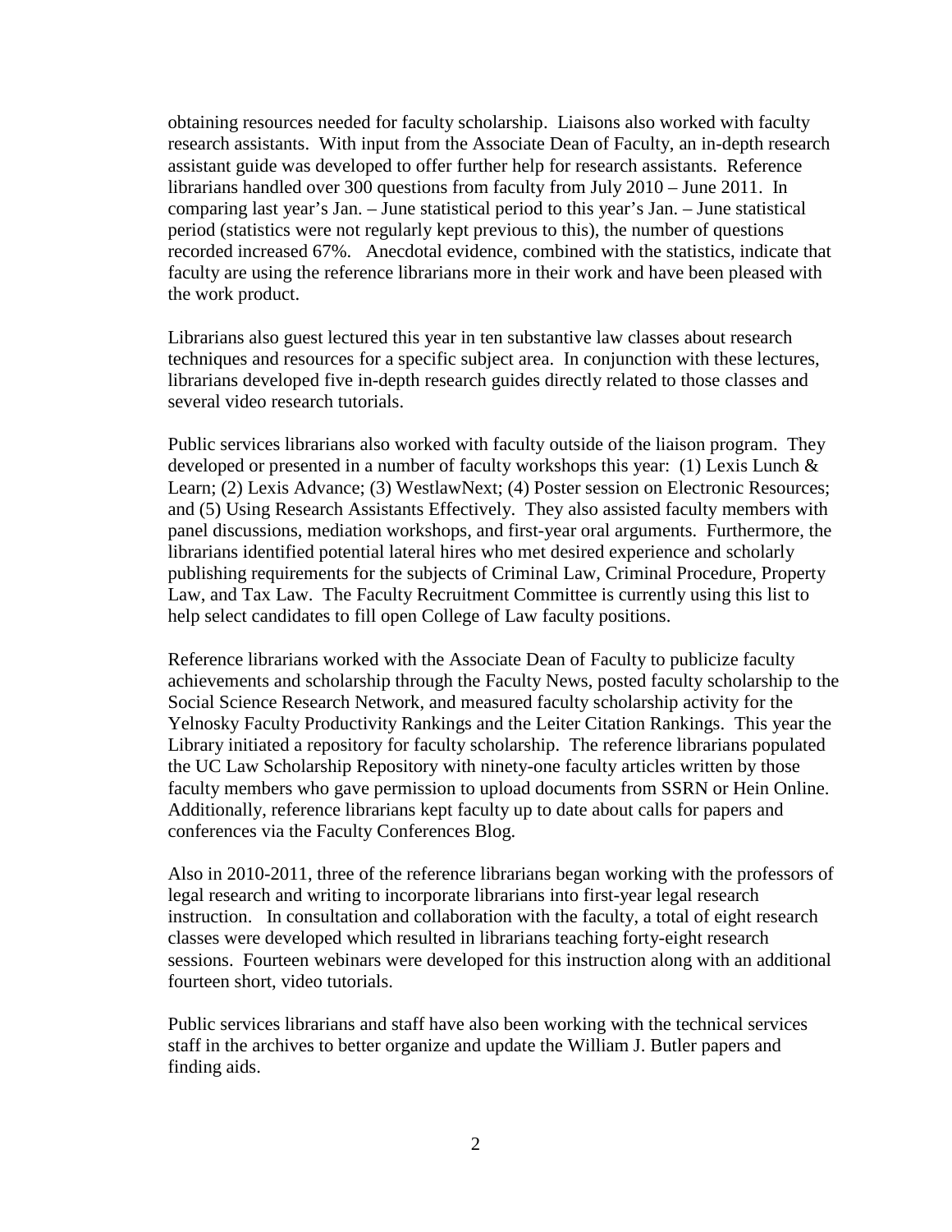obtaining resources needed for faculty scholarship. Liaisons also worked with faculty research assistants. With input from the Associate Dean of Faculty, an in-depth research assistant guide was developed to offer further help for research assistants. Reference librarians handled over 300 questions from faculty from July 2010 – June 2011. In comparing last year's Jan. – June statistical period to this year's Jan. – June statistical period (statistics were not regularly kept previous to this), the number of questions recorded increased 67%. Anecdotal evidence, combined with the statistics, indicate that faculty are using the reference librarians more in their work and have been pleased with the work product.

Librarians also guest lectured this year in ten substantive law classes about research techniques and resources for a specific subject area. In conjunction with these lectures, librarians developed five in-depth research guides directly related to those classes and several video research tutorials.

Public services librarians also worked with faculty outside of the liaison program. They developed or presented in a number of faculty workshops this year: (1) Lexis Lunch & Learn; (2) Lexis Advance; (3) WestlawNext; (4) Poster session on Electronic Resources; and (5) Using Research Assistants Effectively. They also assisted faculty members with panel discussions, mediation workshops, and first-year oral arguments. Furthermore, the librarians identified potential lateral hires who met desired experience and scholarly publishing requirements for the subjects of Criminal Law, Criminal Procedure, Property Law, and Tax Law. The Faculty Recruitment Committee is currently using this list to help select candidates to fill open College of Law faculty positions.

Reference librarians worked with the Associate Dean of Faculty to publicize faculty achievements and scholarship through the Faculty News, posted faculty scholarship to the Social Science Research Network, and measured faculty scholarship activity for the Yelnosky Faculty Productivity Rankings and the Leiter Citation Rankings. This year the Library initiated a repository for faculty scholarship. The reference librarians populated the UC Law Scholarship Repository with ninety-one faculty articles written by those faculty members who gave permission to upload documents from SSRN or Hein Online. Additionally, reference librarians kept faculty up to date about calls for papers and conferences via the Faculty Conferences Blog.

Also in 2010-2011, three of the reference librarians began working with the professors of legal research and writing to incorporate librarians into first-year legal research instruction. In consultation and collaboration with the faculty, a total of eight research classes were developed which resulted in librarians teaching forty-eight research sessions. Fourteen webinars were developed for this instruction along with an additional fourteen short, video tutorials.

Public services librarians and staff have also been working with the technical services staff in the archives to better organize and update the William J. Butler papers and finding aids.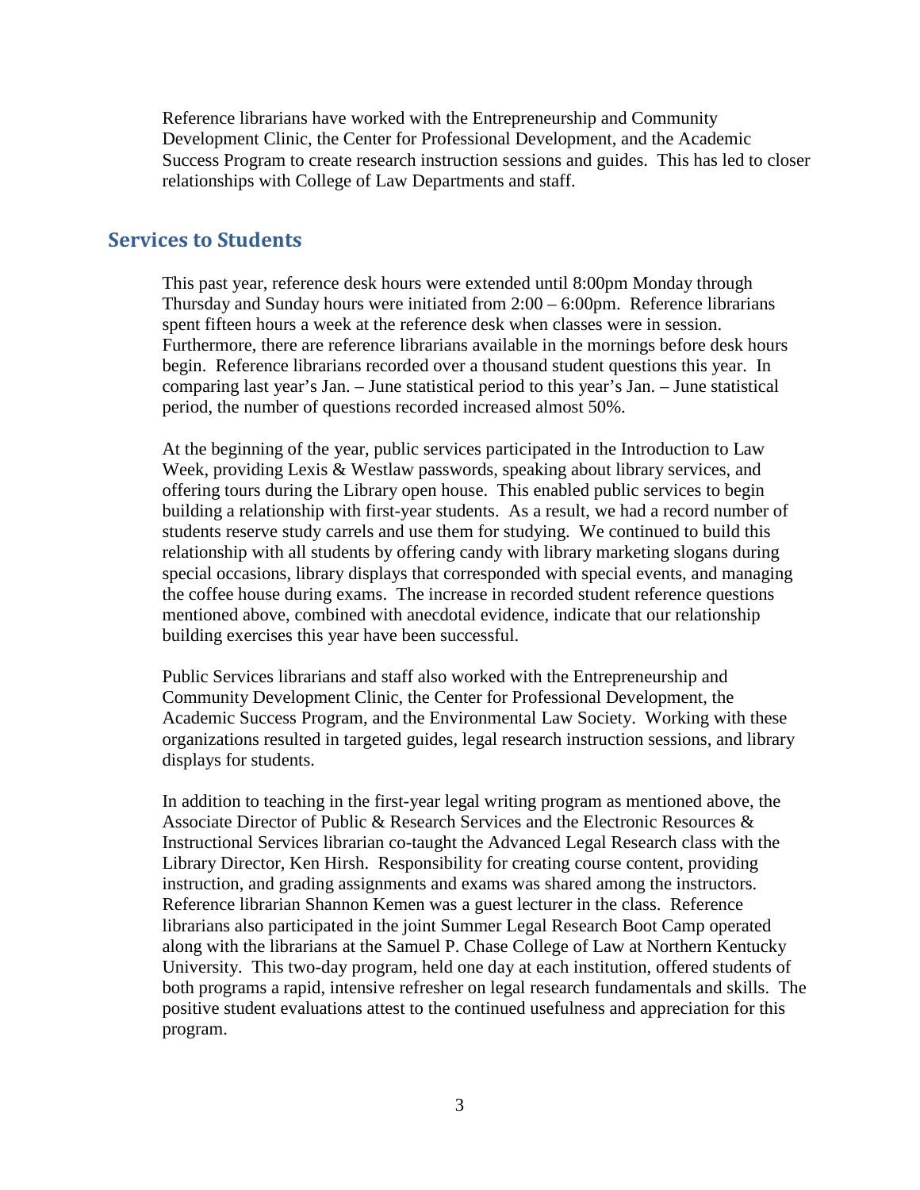Reference librarians have worked with the Entrepreneurship and Community Development Clinic, the Center for Professional Development, and the Academic Success Program to create research instruction sessions and guides. This has led to closer relationships with College of Law Departments and staff.

## Services to Students

This past year, reference desk hours were extended until 8:00pm Monday through Thursday and Sunday hours were initiated from 2:00 – 6:00pm. Reference librarians spent fifteen hours a week at the reference desk when classes were in session. Furthermore, there are reference librarians available in the mornings before desk hours begin. Reference librarians recorded over a thousand student questions this year. In comparing last year's Jan. – June statistical period to this year's Jan. – June statistical period, the number of questions recorded increased almost 50%.

At the beginning of the year, public services participated in the Introduction to Law Week, providing Lexis & Westlaw passwords, speaking about library services, and offering tours during the Library open house. This enabled public services to begin building a relationship with first-year students. As a result, we had a record number of students reserve study carrels and use them for studying. We continued to build this relationship with all students by offering candy with library marketing slogans during special occasions, library displays that corresponded with special events, and managing the coffee house during exams. The increase in recorded student reference questions mentioned above, combined with anecdotal evidence, indicate that our relationship building exercises this year have been successful.

Public Services librarians and staff also worked with the Entrepreneurship and Community Development Clinic, the Center for Professional Development, the Academic Success Program, and the Environmental Law Society. Working with these organizations resulted in targeted guides, legal research instruction sessions, and library displays for students.

In addition to teaching in the first-year legal writing program as mentioned above, the Associate Director of Public & Research Services and the Electronic Resources & Instructional Services librarian co-taught the Advanced Legal Research class with the Library Director, Ken Hirsh. Responsibility for creating course content, providing instruction, and grading assignments and exams was shared among the instructors. Reference librarian Shannon Kemen was a guest lecturer in the class. Reference librarians also participated in the joint Summer Legal Research Boot Camp operated along with the librarians at the Samuel P. Chase College of Law at Northern Kentucky University. This two-day program, held one day at each institution, offered students of both programs a rapid, intensive refresher on legal research fundamentals and skills. The positive student evaluations attest to the continued usefulness and appreciation for this program.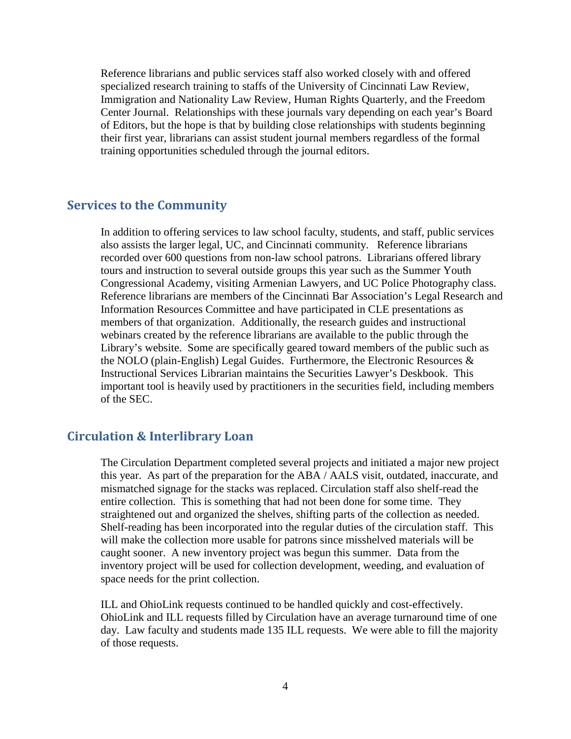Reference librarians and public services staff also worked closely with and offered specialized research training to staffs of the University of Cincinnati Law Review, Immigration and Nationality Law Review, Human Rights Quarterly, and the Freedom Center Journal. Relationships with these journals vary depending on each year's Board of Editors, but the hope is that by building close relationships with students beginning their first year, librarians can assist student journal members regardless of the formal training opportunities scheduled through the journal editors.

## Services to the Community

In addition to offering services to law school faculty, students, and staff, public services also assists the larger legal, UC, and Cincinnati community. Reference librarians recorded over 600 questions from non-law school patrons. Librarians offered library tours and instruction to several outside groups this year such as the Summer Youth Congressional Academy, visiting Armenian Lawyers, and UC Police Photography class. Reference librarians are members of the Cincinnati Bar Association's Legal Research and Information Resources Committee and have participated in CLE presentations as members of that organization. Additionally, the research guides and instructional webinars created by the reference librarians are available to the public through the Library's website. Some are specifically geared toward members of the public such as the NOLO (plain-English) Legal Guides. Furthermore, the Electronic Resources & Instructional Services Librarian maintains the Securities Lawyer's Deskbook. This important tool is heavily used by practitioners in the securities field, including members of the SEC.

## Circulation & Interlibrary Loan

The Circulation Department completed several projects and initiated a major new project this year. As part of the preparation for the ABA / AALS visit, outdated, inaccurate, and mismatched signage for the stacks was replaced. Circulation staff also shelf-read the entire collection. This is something that had not been done for some time. They straightened out and organized the shelves, shifting parts of the collection as needed. Shelf-reading has been incorporated into the regular duties of the circulation staff. This will make the collection more usable for patrons since misshelved materials will be caught sooner. A new inventory project was begun this summer. Data from the inventory project will be used for collection development, weeding, and evaluation of space needs for the print collection.

ILL and OhioLink requests continued to be handled quickly and cost-effectively. OhioLink and ILL requests filled by Circulation have an average turnaround time of one day. Law faculty and students made 135 ILL requests. We were able to fill the majority of those requests.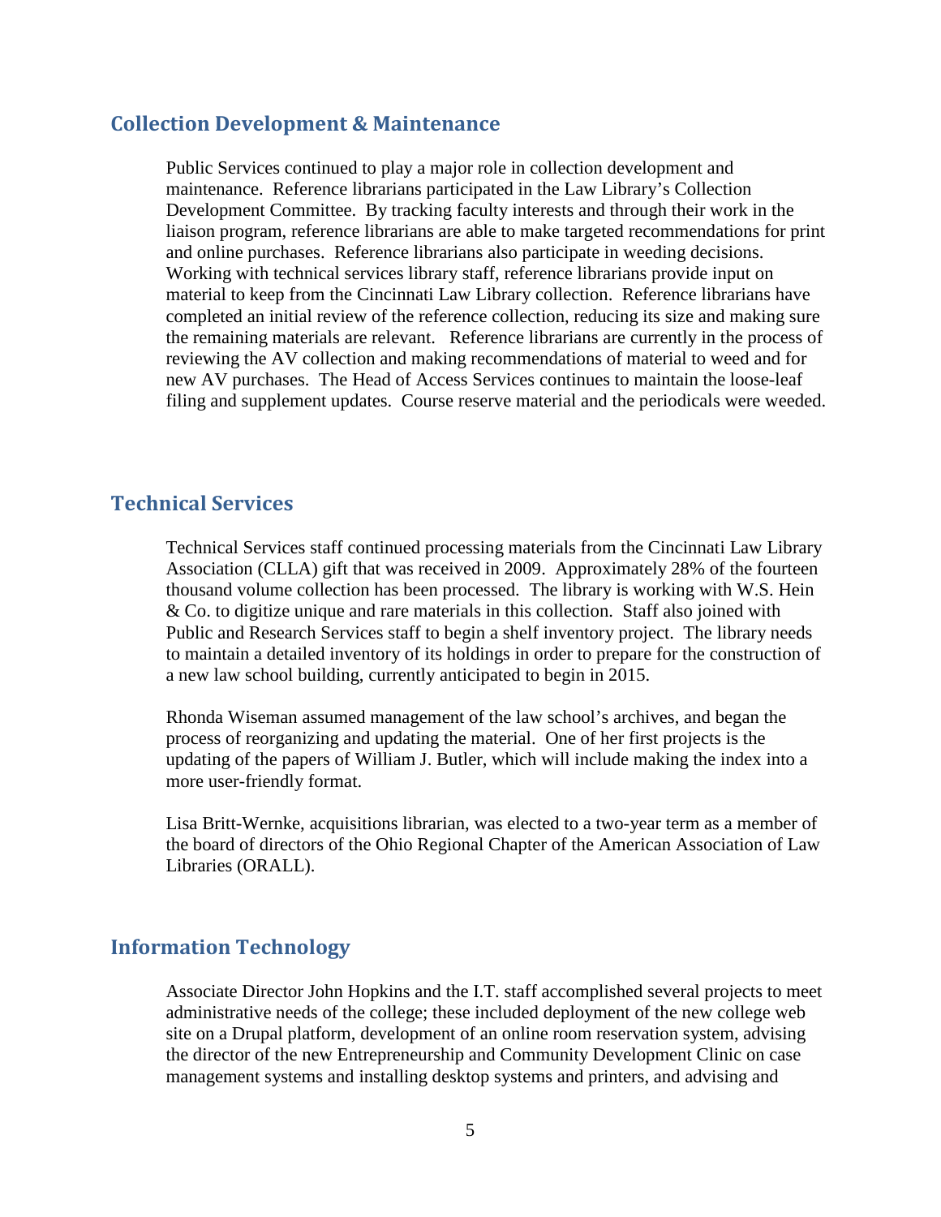## Collection Development & Maintenance

Public Services continued to play a major role in collection development and maintenance. Reference librarians participated in the Law Library's Collection Development Committee. By tracking faculty interests and through their work in the liaison program, reference librarians are able to make targeted recommendations for print and online purchases. Reference librarians also participate in weeding decisions. Working with technical services library staff, reference librarians provide input on material to keep from the Cincinnati Law Library collection. Reference librarians have completed an initial review of the reference collection, reducing its size and making sure the remaining materials are relevant. Reference librarians are currently in the process of reviewing the AV collection and making recommendations of material to weed and for new AV purchases. The Head of Access Services continues to maintain the loose-leaf filing and supplement updates. Course reserve material and the periodicals were weeded.

## Technical Services

Technical Services staff continued processing materials from the Cincinnati Law Library Association (CLLA) gift that was received in 2009. Approximately 28% of the fourteen thousand volume collection has been processed. The library is working with W.S. Hein & Co. to digitize unique and rare materials in this collection. Staff also joined with Public and Research Services staff to begin a shelf inventory project. The library needs to maintain a detailed inventory of its holdings in order to prepare for the construction of a new law school building, currently anticipated to begin in 2015.

Rhonda Wiseman assumed management of the law school's archives, and began the process of reorganizing and updating the material. One of her first projects is the updating of the papers of William J. Butler, which will include making the index into a more user-friendly format.

Lisa Britt-Wernke, acquisitions librarian, was elected to a two-year term as a member of the board of directors of the Ohio Regional Chapter of the American Association of Law Libraries (ORALL).

## Information Technology

Associate Director John Hopkins and the I.T. staff accomplished several projects to meet administrative needs of the college; these included deployment of the new college web site on a Drupal platform, development of an online room reservation system, advising the director of the new Entrepreneurship and Community Development Clinic on case management systems and installing desktop systems and printers, and advising and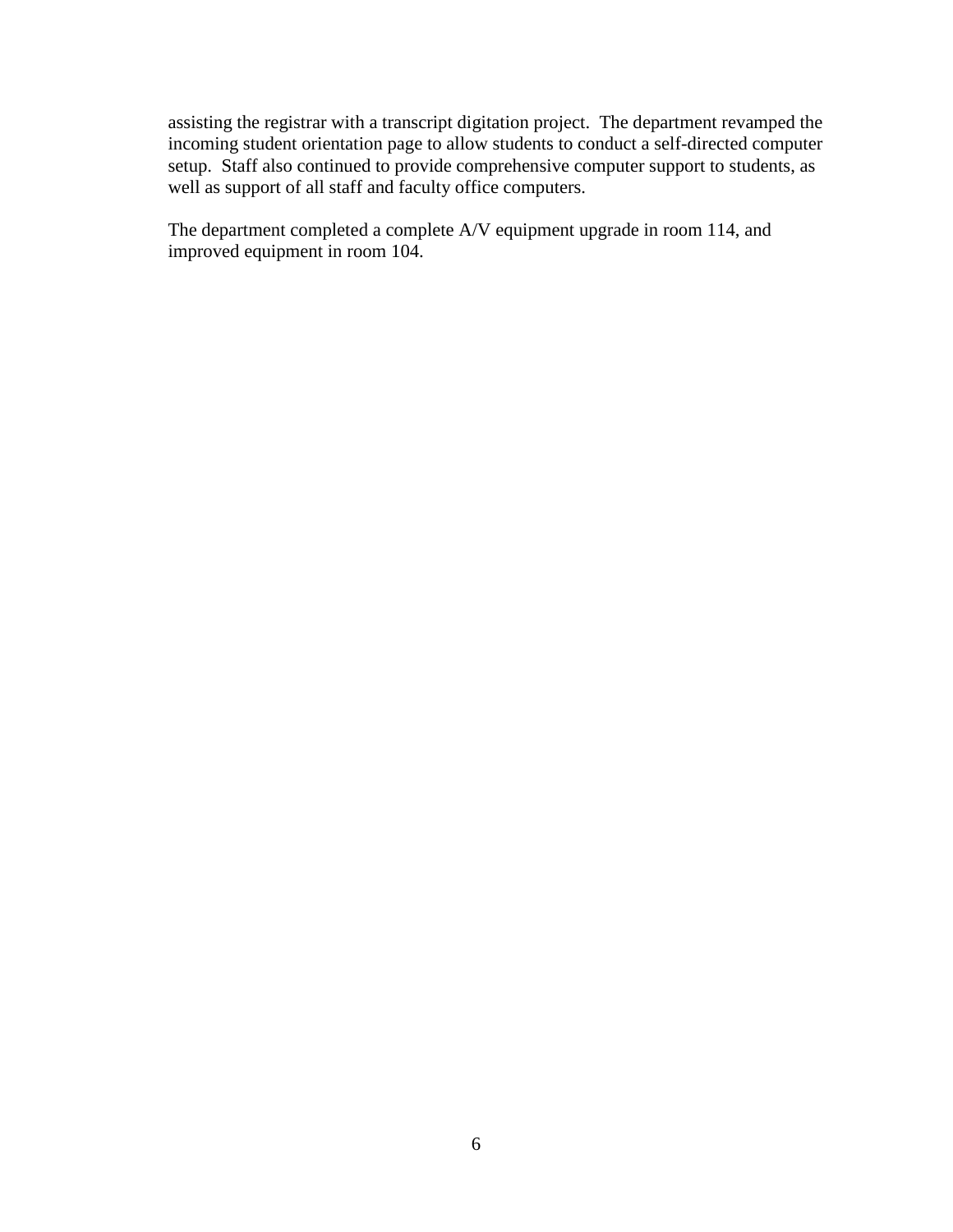assisting the registrar with a transcript digitation project. The department revamped the incoming student orientation page to allow students to conduct a self-directed computer setup. Staff also continued to provide comprehensive computer support to students, as well as support of all staff and faculty office computers.

The department completed a complete A/V equipment upgrade in room 114, and improved equipment in room 104.